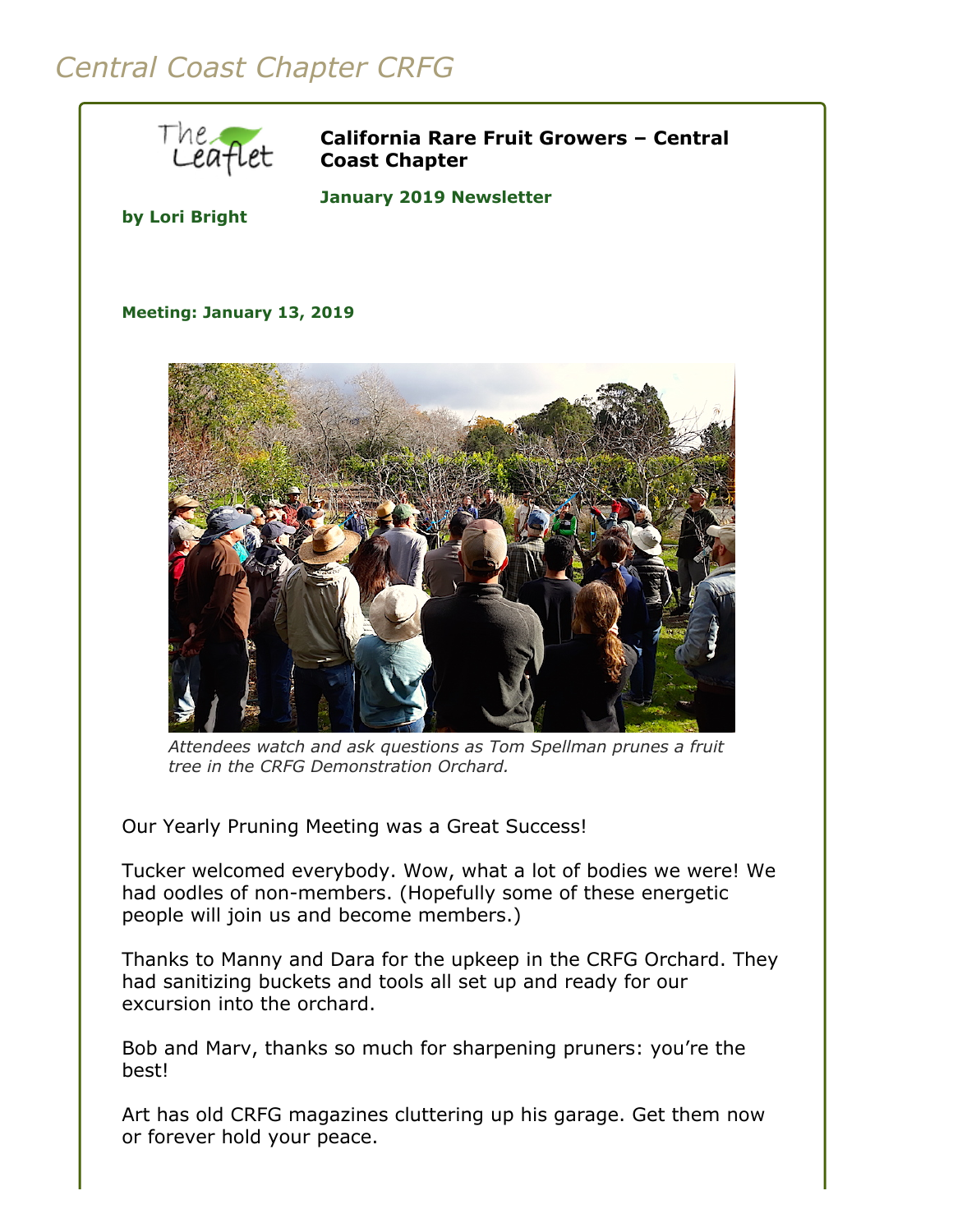# Central Coast Chapter CRFG

**California Rare Fruit Growers – Central Coast Chapter**

**January 2019 Newsletter**

**by Lori Bright**

**Meeting: January 13, 2019**

*Attendees watch and ask questions as Tom Spellman prunes a fruit tree in the CRFG Demonstration Orchard.*

Our Yearly Pruning Meeting was a Great Success!

Tucker welcomed everybody. Wow, what a lot of bodies we were! We had oodles of non-members. (Hopefully some of these energetic people will join us and become members.)

Thanks to Manny and Dara for the upkeep in the CRFG Orchard. They had sanitizing buckets and tools all set up and ready for our excursion into the orchard.

Bob and Marv, thanks so much for sharpening pruners: you're the best!

Art has old CRFG magazines cluttering up his garage. Get them now or forever hold your peace.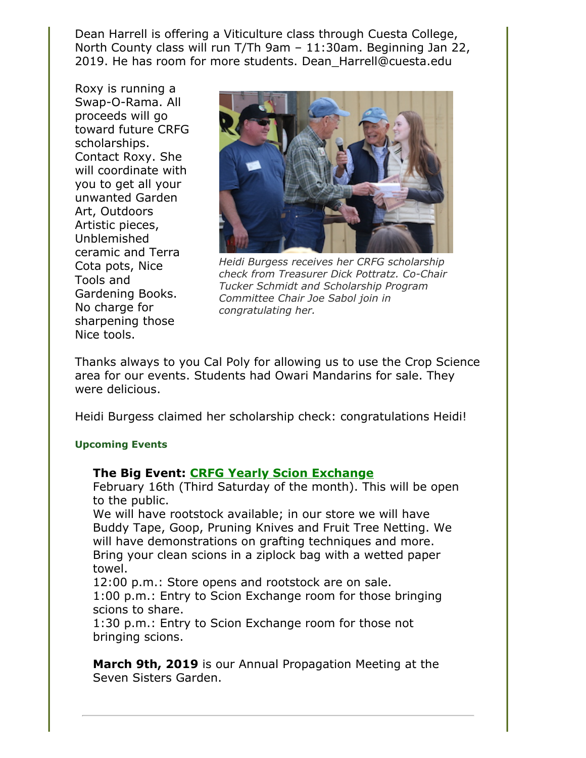Dean Harrell is offering a Viticulture class through Cuesta College, North County class will run T/Th 9am – 11:30am. Beginning Jan 22, 2019. He has room for more students. Dean_Harrell@cuesta.edu

Roxy is running a Swap-O-Rama. All proceeds will go toward future CRFG scholarships. Contact Roxy. She will coordinate with you to get all your unwanted Garden Art, Outdoors Artistic pieces, Unblemished ceramic and Terra Cota pots, Nice Tools and Gardening Books. No charge for sharpening those Nice tools.

*Heidi Burgess receives her CRFG scholarship check from Treasurer Dick Pottratz. Co-Chair Tucker Schmidt and Scholarship Program Committee Chair Joe Sabol join in congratulating her.*

Thanks always to you Cal Poly for allowing us to use the Crop Science area for our events. Students had Owari Mandarins for sale. They were delicious.

Heidi Burgess claimed her scholarship check: congratulations Heidi!

#### Upcoming Events

**The Big Event: CRFG Yearly Scion Exchange**
February 16th (Third Saturday of the month). This will be open to the public.
We will have rootstock available; in our store we will have Buddy Tape, Goop, Pruning Knives and Fruit Tree Netting. We will have demonstrations on grafting techniques and more.
Bring your clean scions in a ziplock bag with a wetted paper towel.
12:00 p.m.: Store opens and rootstock are on sale.
1:00 p.m.: Entry to Scion Exchange room for those bringing scions to share.
1:30 p.m.: Entry to Scion Exchange room for those not bringing scions.

**March 9th, 2019** is our Annual Propagation Meeting at the Seven Sisters Garden.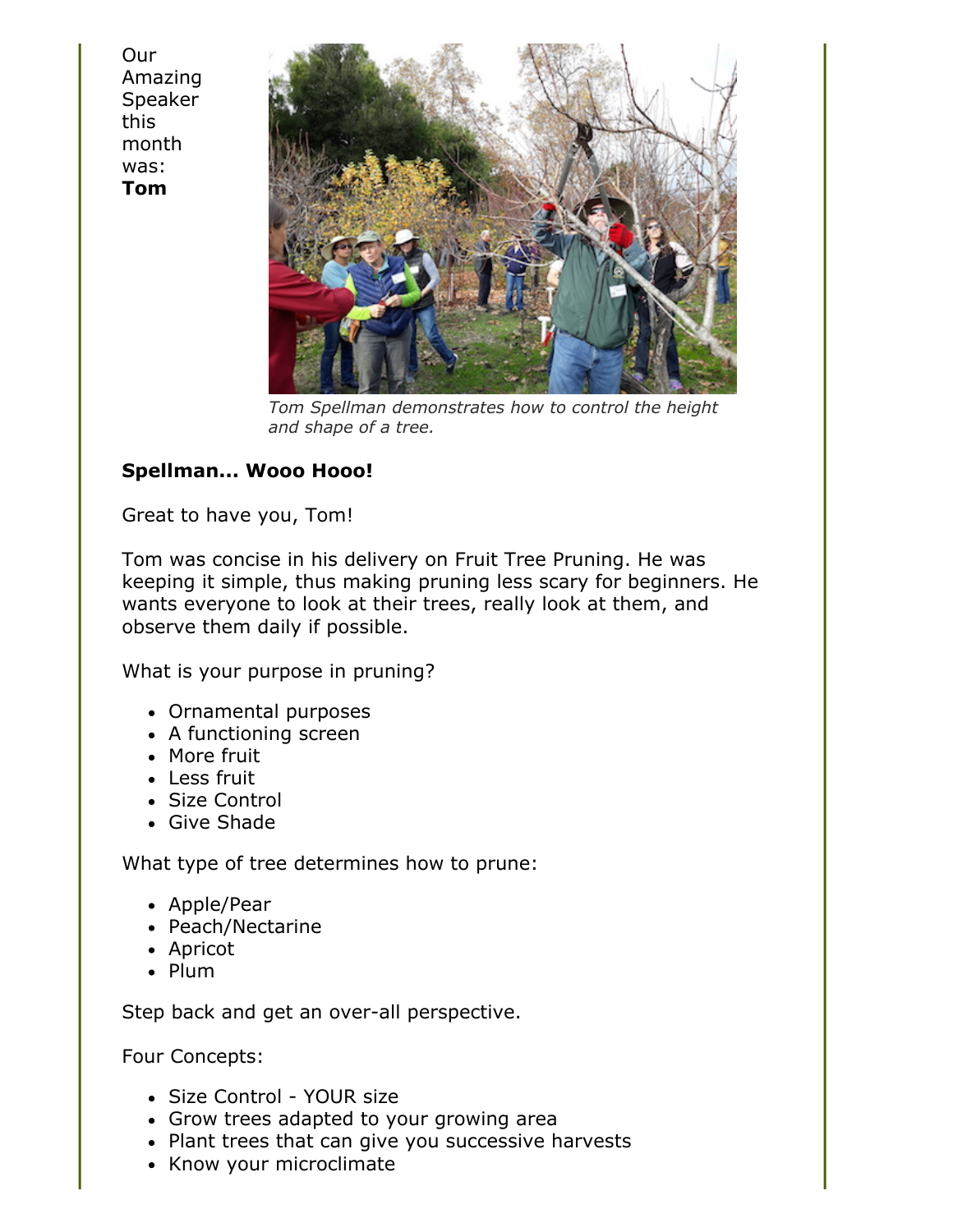Our Amazing Speaker this month was: **Tom**

*Tom Spellman demonstrates how to control the height and shape of a tree.*

**Spellman... Wooo Hooo!**

Great to have you, Tom!

Tom was concise in his delivery on Fruit Tree Pruning. He was keeping it simple, thus making pruning less scary for beginners. He wants everyone to look at their trees, really look at them, and observe them daily if possible.

What is your purpose in pruning?

- Ornamental purposes
- A functioning screen
- More fruit
- Less fruit
- Size Control
- Give Shade

What type of tree determines how to prune:

- Apple/Pear
- Peach/Nectarine
- Apricot
- Plum

Step back and get an over-all perspective.

Four Concepts:

- Size Control - YOUR size
- Grow trees adapted to your growing area
- Plant trees that can give you successive harvests
- Know your microclimate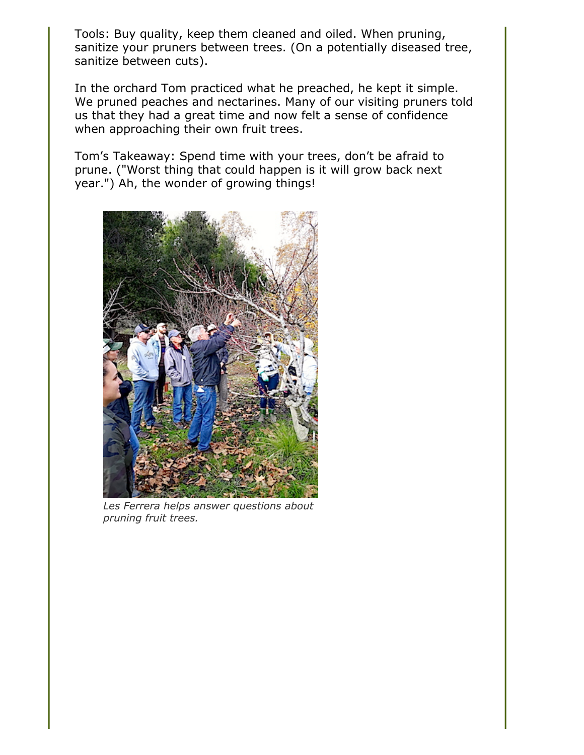Tools: Buy quality, keep them cleaned and oiled. When pruning, sanitize your pruners between trees. (On a potentially diseased tree, sanitize between cuts).

In the orchard Tom practiced what he preached, he kept it simple. We pruned peaches and nectarines. Many of our visiting pruners told us that they had a great time and now felt a sense of confidence when approaching their own fruit trees.

Tom's Takeaway: Spend time with your trees, don't be afraid to prune. ("Worst thing that could happen is it will grow back next year.") Ah, the wonder of growing things!

*Les Ferrera helps answer questions about pruning fruit trees.*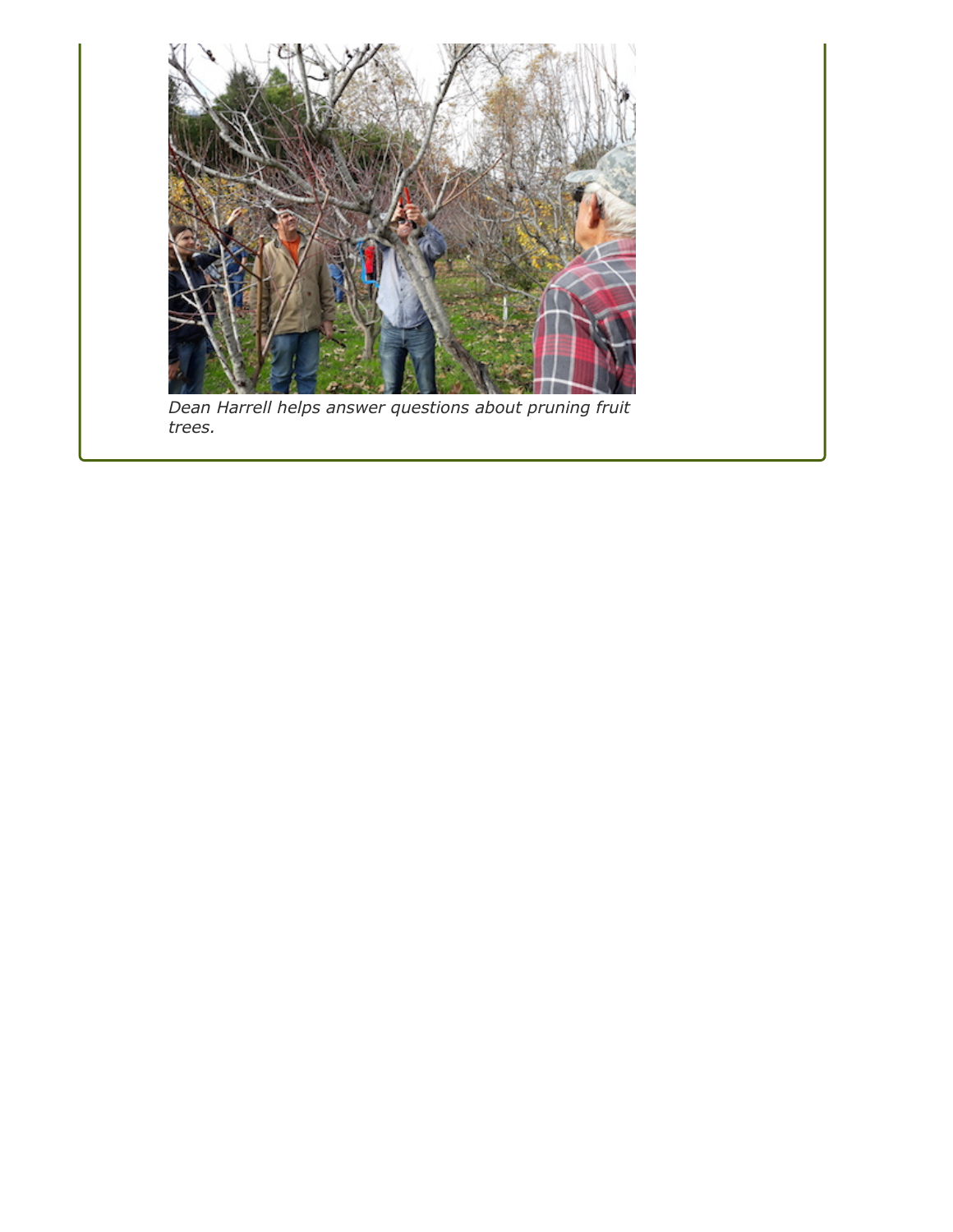*Dean Harrell helps answer questions about pruning fruit trees.*